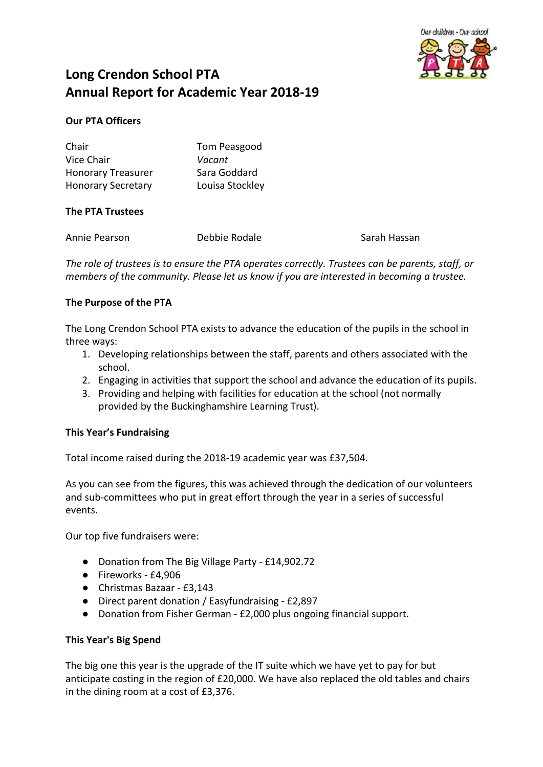# Long Crendon School PTA
# Annual Report for Academic Year 2018-19

### Our PTA Officers

| | |
|---|---|
| Chair | Tom Peasgood |
| Vice Chair | *Vacant* |
| Honorary Treasurer | Sara Goddard |
| Honorary Secretary | Louisa Stockley |

### The PTA Trustees

| | | |
|---|---|---|
| Annie Pearson | Debbie Rodale | Sarah Hassan |

*The role of trustees is to ensure the PTA operates correctly. Trustees can be parents, staff, or members of the community. Please let us know if you are interested in becoming a trustee.*

### The Purpose of the PTA

The Long Crendon School PTA exists to advance the education of the pupils in the school in three ways:

1. Developing relationships between the staff, parents and others associated with the school.
2. Engaging in activities that support the school and advance the education of its pupils.
3. Providing and helping with facilities for education at the school (not normally provided by the Buckinghamshire Learning Trust).

### This Year's Fundraising

Total income raised during the 2018-19 academic year was £37,504.

As you can see from the figures, this was achieved through the dedication of our volunteers and sub-committees who put in great effort through the year in a series of successful events.

Our top five fundraisers were:

- Donation from The Big Village Party - £14,902.72
- Fireworks - £4,906
- Christmas Bazaar - £3,143
- Direct parent donation / Easyfundraising - £2,897
- Donation from Fisher German - £2,000 plus ongoing financial support.

### This Year's Big Spend

The big one this year is the upgrade of the IT suite which we have yet to pay for but anticipate costing in the region of £20,000. We have also replaced the old tables and chairs in the dining room at a cost of £3,376.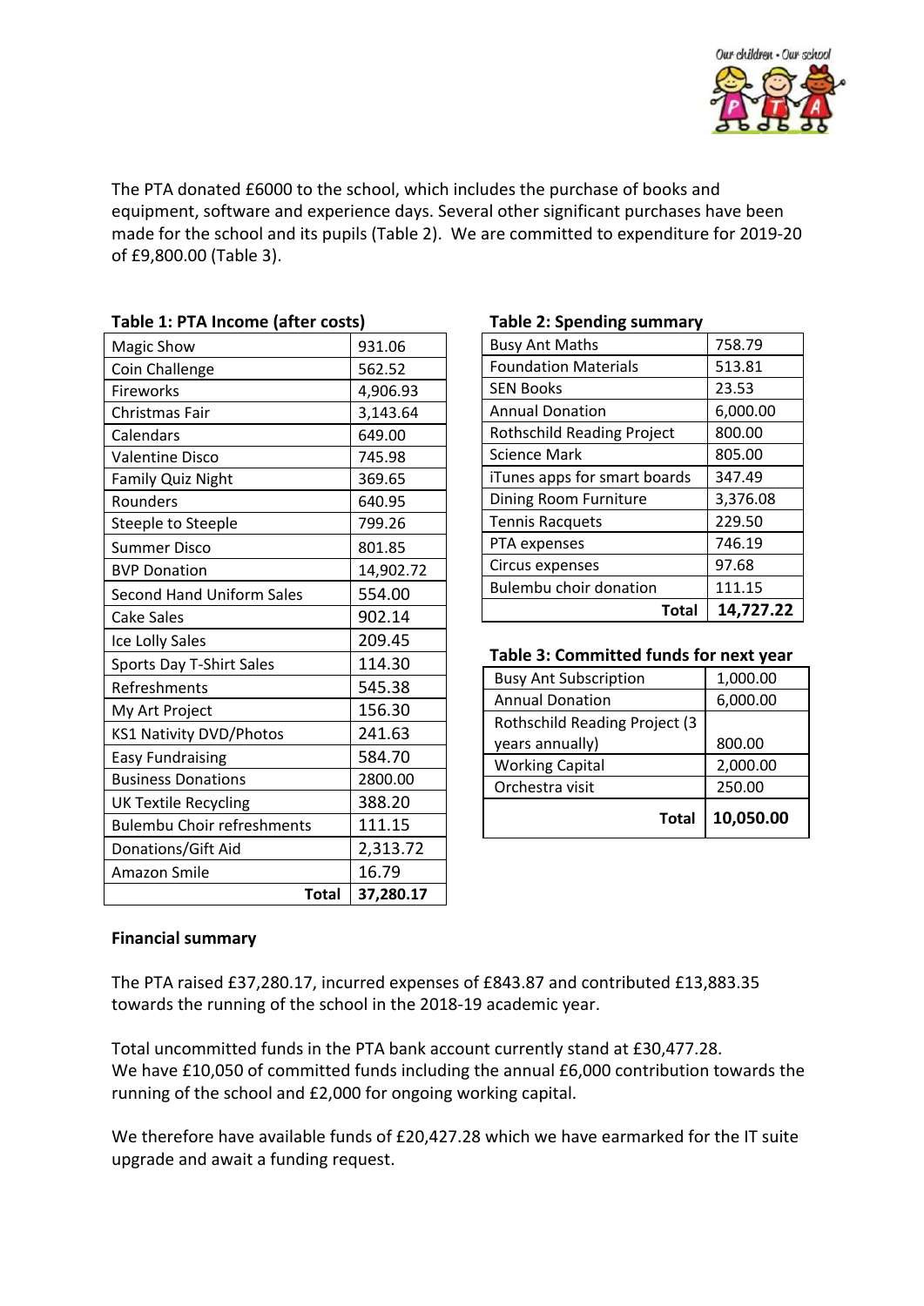The PTA donated £6000 to the school, which includes the purchase of books and equipment, software and experience days. Several other significant purchases have been made for the school and its pupils (Table 2). We are committed to expenditure for 2019-20 of £9,800.00 (Table 3).

**Table 1: PTA Income (after costs)**

| | |
|---|---|
| Magic Show | 931.06 |
| Coin Challenge | 562.52 |
| Fireworks | 4,906.93 |
| Christmas Fair | 3,143.64 |
| Calendars | 649.00 |
| Valentine Disco | 745.98 |
| Family Quiz Night | 369.65 |
| Rounders | 640.95 |
| Steeple to Steeple | 799.26 |
| Summer Disco | 801.85 |
| BVP Donation | 14,902.72 |
| Second Hand Uniform Sales | 554.00 |
| Cake Sales | 902.14 |
| Ice Lolly Sales | 209.45 |
| Sports Day T-Shirt Sales | 114.30 |
| Refreshments | 545.38 |
| My Art Project | 156.30 |
| KS1 Nativity DVD/Photos | 241.63 |
| Easy Fundraising | 584.70 |
| Business Donations | 2800.00 |
| UK Textile Recycling | 388.20 |
| Bulembu Choir refreshments | 111.15 |
| Donations/Gift Aid | 2,313.72 |
| Amazon Smile | 16.79 |
| **Total** | **37,280.17** |

**Table 2: Spending summary**

| | |
|---|---|
| Busy Ant Maths | 758.79 |
| Foundation Materials | 513.81 |
| SEN Books | 23.53 |
| Annual Donation | 6,000.00 |
| Rothschild Reading Project | 800.00 |
| Science Mark | 805.00 |
| iTunes apps for smart boards | 347.49 |
| Dining Room Furniture | 3,376.08 |
| Tennis Racquets | 229.50 |
| PTA expenses | 746.19 |
| Circus expenses | 97.68 |
| Bulembu choir donation | 111.15 |
| **Total** | **14,727.22** |

**Table 3: Committed funds for next year**

| | |
|---|---|
| Busy Ant Subscription | 1,000.00 |
| Annual Donation | 6,000.00 |
| Rothschild Reading Project (3 years annually) | 800.00 |
| Working Capital | 2,000.00 |
| Orchestra visit | 250.00 |
| **Total** | **10,050.00** |

**Financial summary**

The PTA raised £37,280.17, incurred expenses of £843.87 and contributed £13,883.35 towards the running of the school in the 2018-19 academic year.

Total uncommitted funds in the PTA bank account currently stand at £30,477.28.
We have £10,050 of committed funds including the annual £6,000 contribution towards the running of the school and £2,000 for ongoing working capital.

We therefore have available funds of £20,427.28 which we have earmarked for the IT suite upgrade and await a funding request.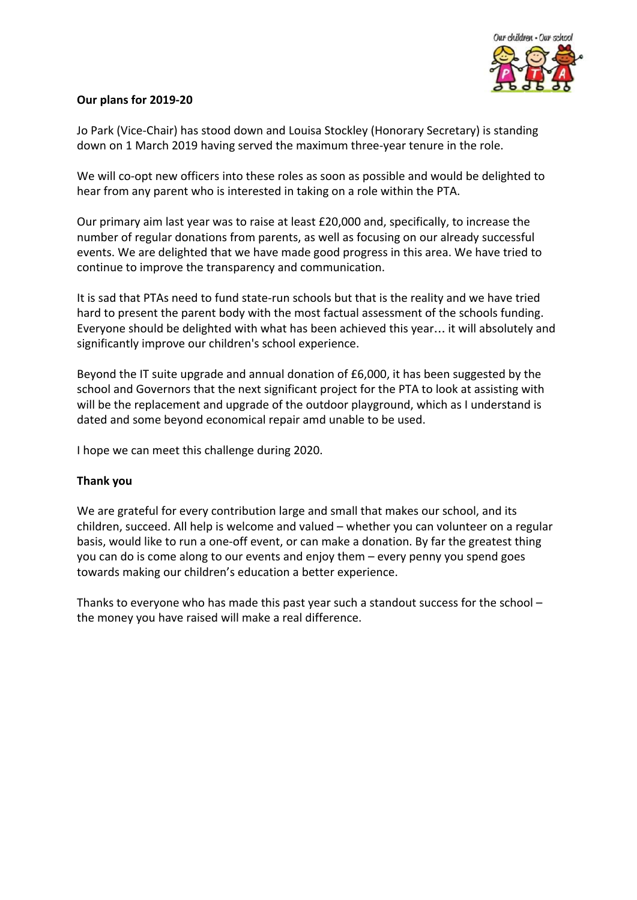**Our plans for 2019-20**

Jo Park (Vice-Chair) has stood down and Louisa Stockley (Honorary Secretary) is standing down on 1 March 2019 having served the maximum three-year tenure in the role.

We will co-opt new officers into these roles as soon as possible and would be delighted to hear from any parent who is interested in taking on a role within the PTA.

Our primary aim last year was to raise at least £20,000 and, specifically, to increase the number of regular donations from parents, as well as focusing on our already successful events. We are delighted that we have made good progress in this area. We have tried to continue to improve the transparency and communication.

It is sad that PTAs need to fund state-run schools but that is the reality and we have tried hard to present the parent body with the most factual assessment of the schools funding. Everyone should be delighted with what has been achieved this year… it will absolutely and significantly improve our children's school experience.

Beyond the IT suite upgrade and annual donation of £6,000, it has been suggested by the school and Governors that the next significant project for the PTA to look at assisting with will be the replacement and upgrade of the outdoor playground, which as I understand is dated and some beyond economical repair amd unable to be used.

I hope we can meet this challenge during 2020.

**Thank you**

We are grateful for every contribution large and small that makes our school, and its children, succeed. All help is welcome and valued – whether you can volunteer on a regular basis, would like to run a one-off event, or can make a donation. By far the greatest thing you can do is come along to our events and enjoy them – every penny you spend goes towards making our children's education a better experience.

Thanks to everyone who has made this past year such a standout success for the school – the money you have raised will make a real difference.